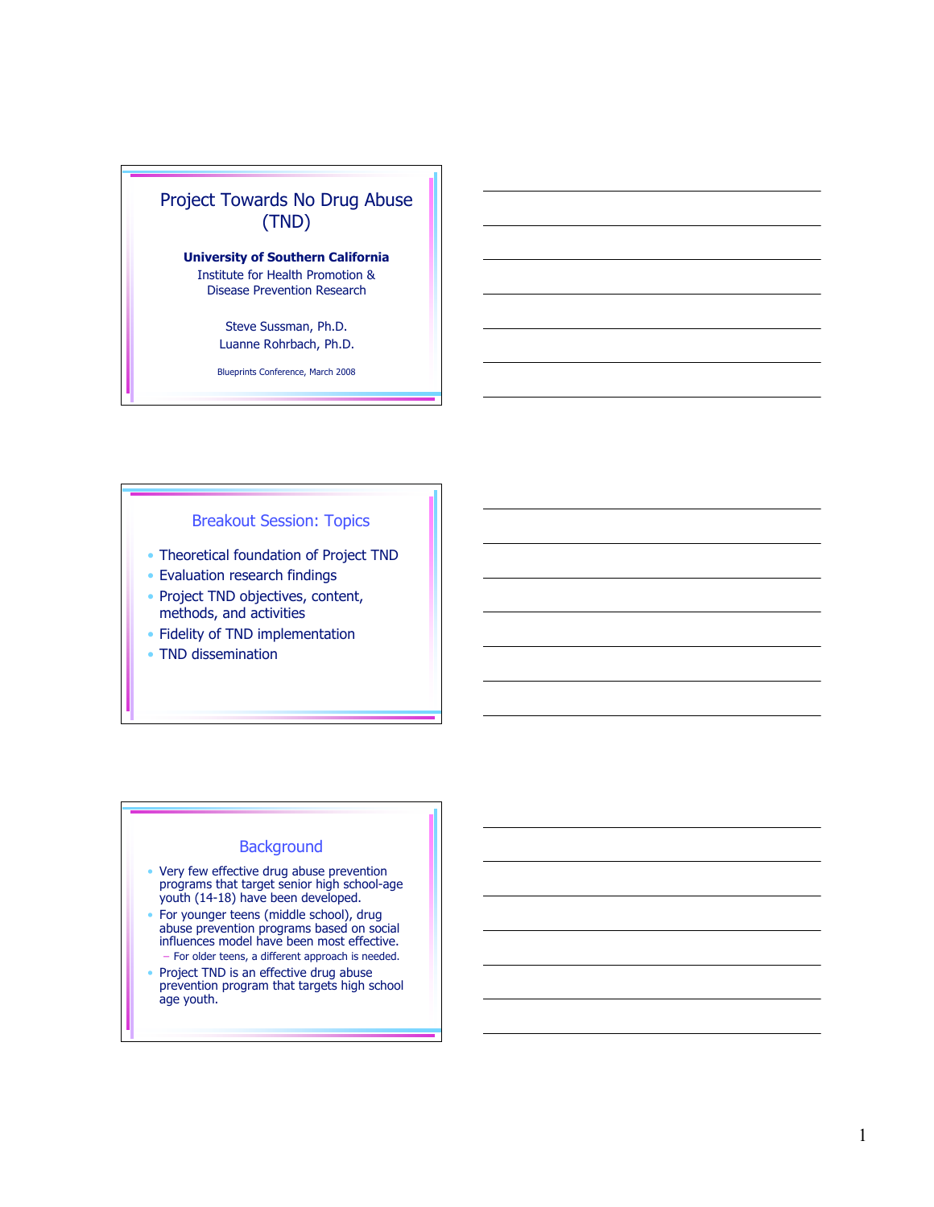# Project Towards No Drug Abuse (TND)

**University of Southern California**
Institute for Health Promotion & Disease Prevention Research

Steve Sussman, Ph.D.
Luanne Rohrbach, Ph.D.

Blueprints Conference, March 2008

## Breakout Session: Topics

- Theoretical foundation of Project TND
- Evaluation research findings
- Project TND objectives, content, methods, and activities
- Fidelity of TND implementation
- TND dissemination

## Background

- Very few effective drug abuse prevention programs that target senior high school-age youth (14-18) have been developed.
- For younger teens (middle school), drug abuse prevention programs based on social influences model have been most effective.
  - For older teens, a different approach is needed.
- Project TND is an effective drug abuse prevention program that targets high school age youth.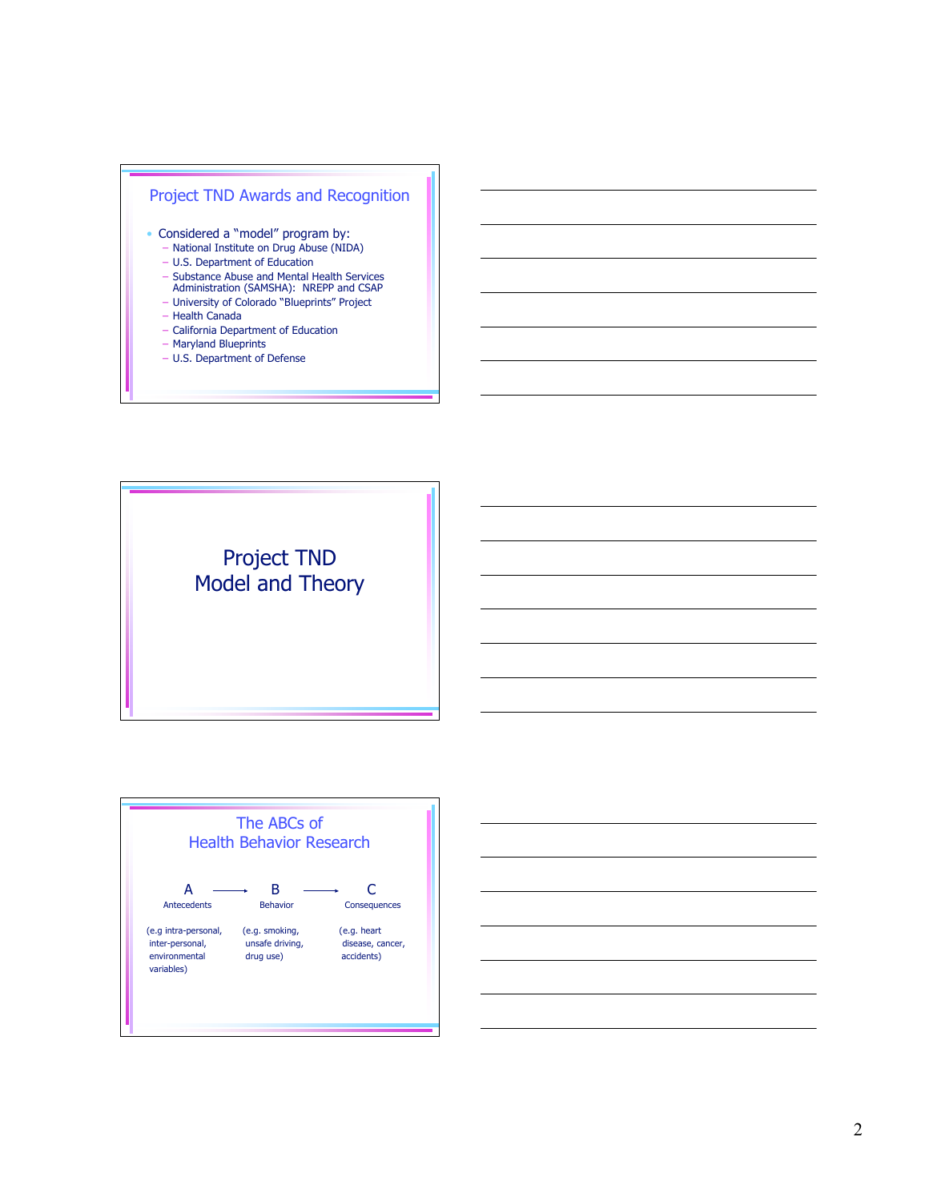## Project TND Awards and Recognition

- Considered a "model" program by:
  - National Institute on Drug Abuse (NIDA)
  - U.S. Department of Education
  - Substance Abuse and Mental Health Services Administration (SAMSHA): NREPP and CSAP
  - University of Colorado "Blueprints" Project
  - Health Canada
  - California Department of Education
  - Maryland Blueprints
  - U.S. Department of Defense

## Project TND Model and Theory

## The ABCs of Health Behavior Research

| A | → | B | → | C |
|---|---|---|---|---|
| Antecedents | | Behavior | | Consequences |
| (e.g intra-personal, inter-personal, environmental variables) | | (e.g. smoking, unsafe driving, drug use) | | (e.g. heart disease, cancer, accidents) |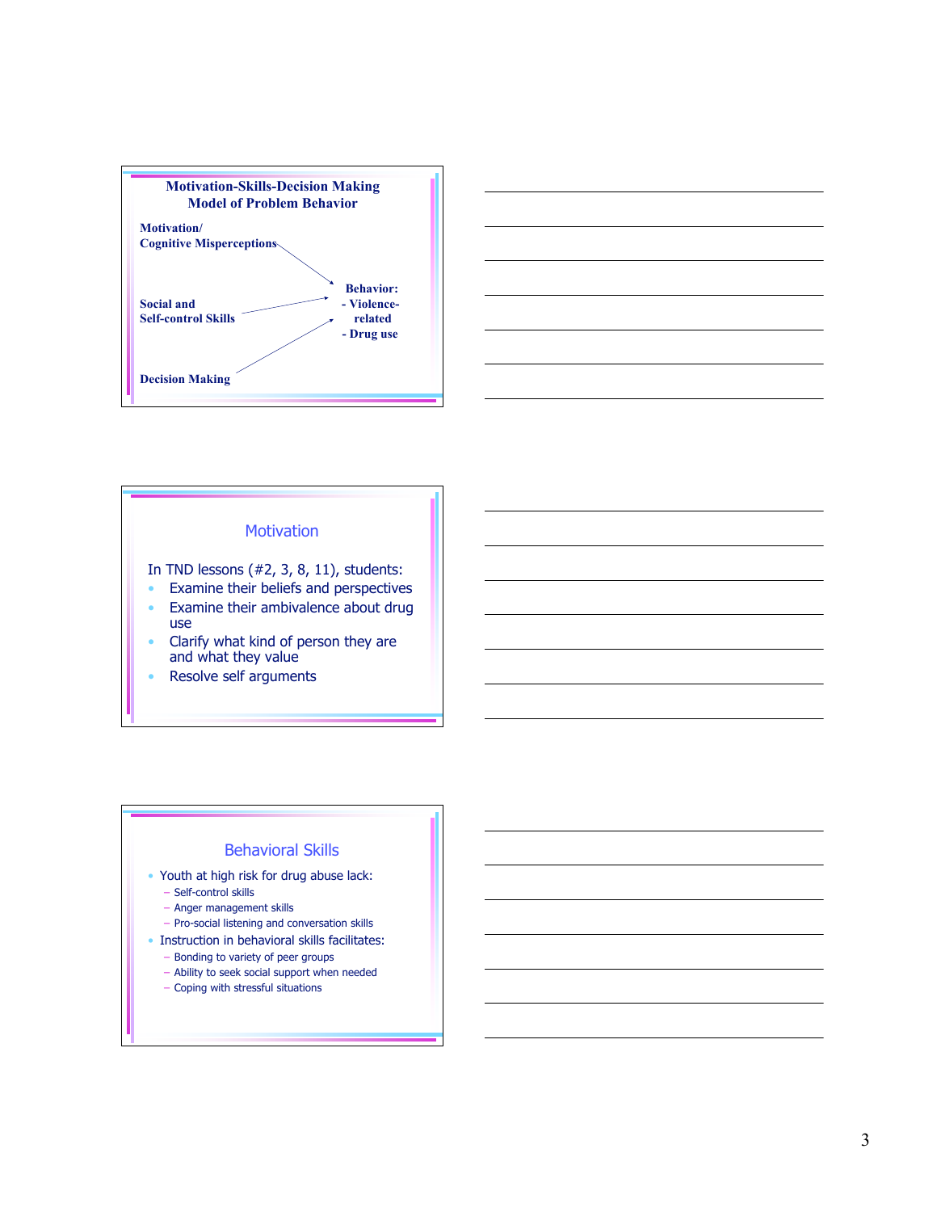## Motivation-Skills-Decision Making Model of Problem Behavior

**Motivation/ Cognitive Misperceptions** → **Behavior: - Violence-related - Drug use**

**Social and Self-control Skills** → **Behavior: - Violence-related - Drug use**

**Decision Making** → **Behavior: - Violence-related - Drug use**

## Motivation

In TND lessons (#2, 3, 8, 11), students:

- Examine their beliefs and perspectives
- Examine their ambivalence about drug use
- Clarify what kind of person they are and what they value
- Resolve self arguments

## Behavioral Skills

- Youth at high risk for drug abuse lack:
  - Self-control skills
  - Anger management skills
  - Pro-social listening and conversation skills
- Instruction in behavioral skills facilitates:
  - Bonding to variety of peer groups
  - Ability to seek social support when needed
  - Coping with stressful situations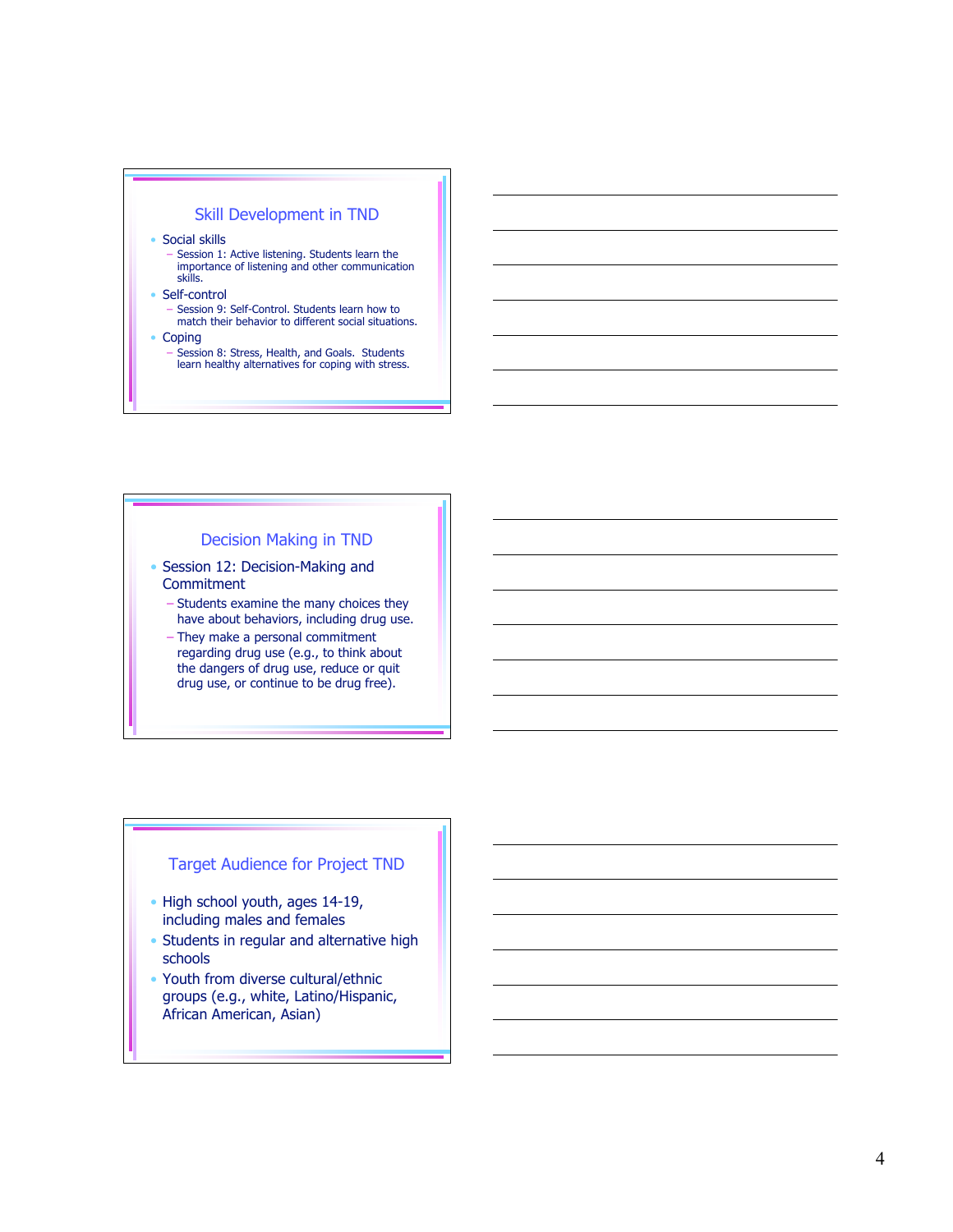## Skill Development in TND

- Social skills
  - Session 1: Active listening. Students learn the importance of listening and other communication skills.
- Self-control
  - Session 9: Self-Control. Students learn how to match their behavior to different social situations.
- Coping
  - Session 8: Stress, Health, and Goals. Students learn healthy alternatives for coping with stress.

## Decision Making in TND

- Session 12: Decision-Making and Commitment
  - Students examine the many choices they have about behaviors, including drug use.
  - They make a personal commitment regarding drug use (e.g., to think about the dangers of drug use, reduce or quit drug use, or continue to be drug free).

## Target Audience for Project TND

- High school youth, ages 14-19, including males and females
- Students in regular and alternative high schools
- Youth from diverse cultural/ethnic groups (e.g., white, Latino/Hispanic, African American, Asian)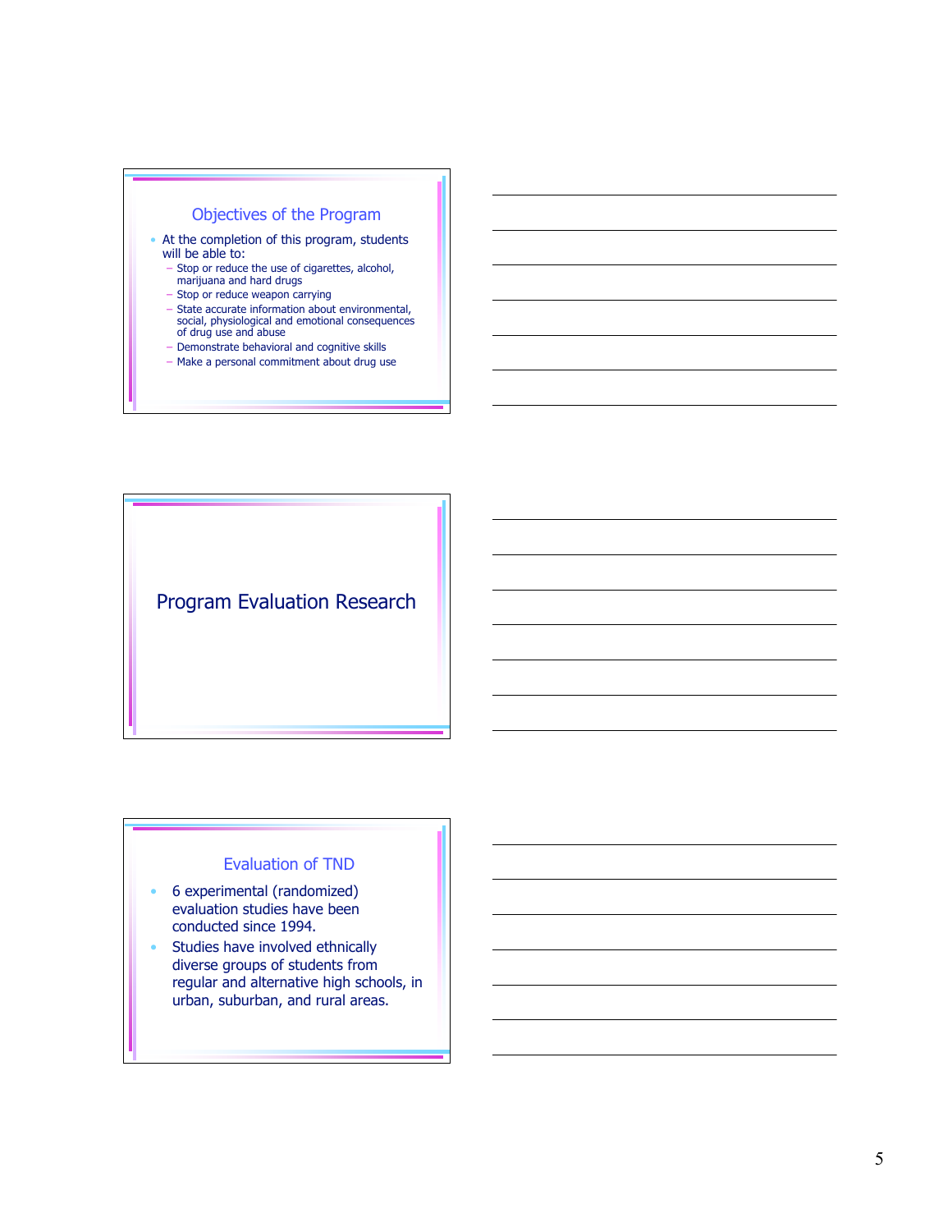## Objectives of the Program

- At the completion of this program, students will be able to:
  - Stop or reduce the use of cigarettes, alcohol, marijuana and hard drugs
  - Stop or reduce weapon carrying
  - State accurate information about environmental, social, physiological and emotional consequences of drug use and abuse
  - Demonstrate behavioral and cognitive skills
  - Make a personal commitment about drug use

## Program Evaluation Research

## Evaluation of TND

- 6 experimental (randomized) evaluation studies have been conducted since 1994.
- Studies have involved ethnically diverse groups of students from regular and alternative high schools, in urban, suburban, and rural areas.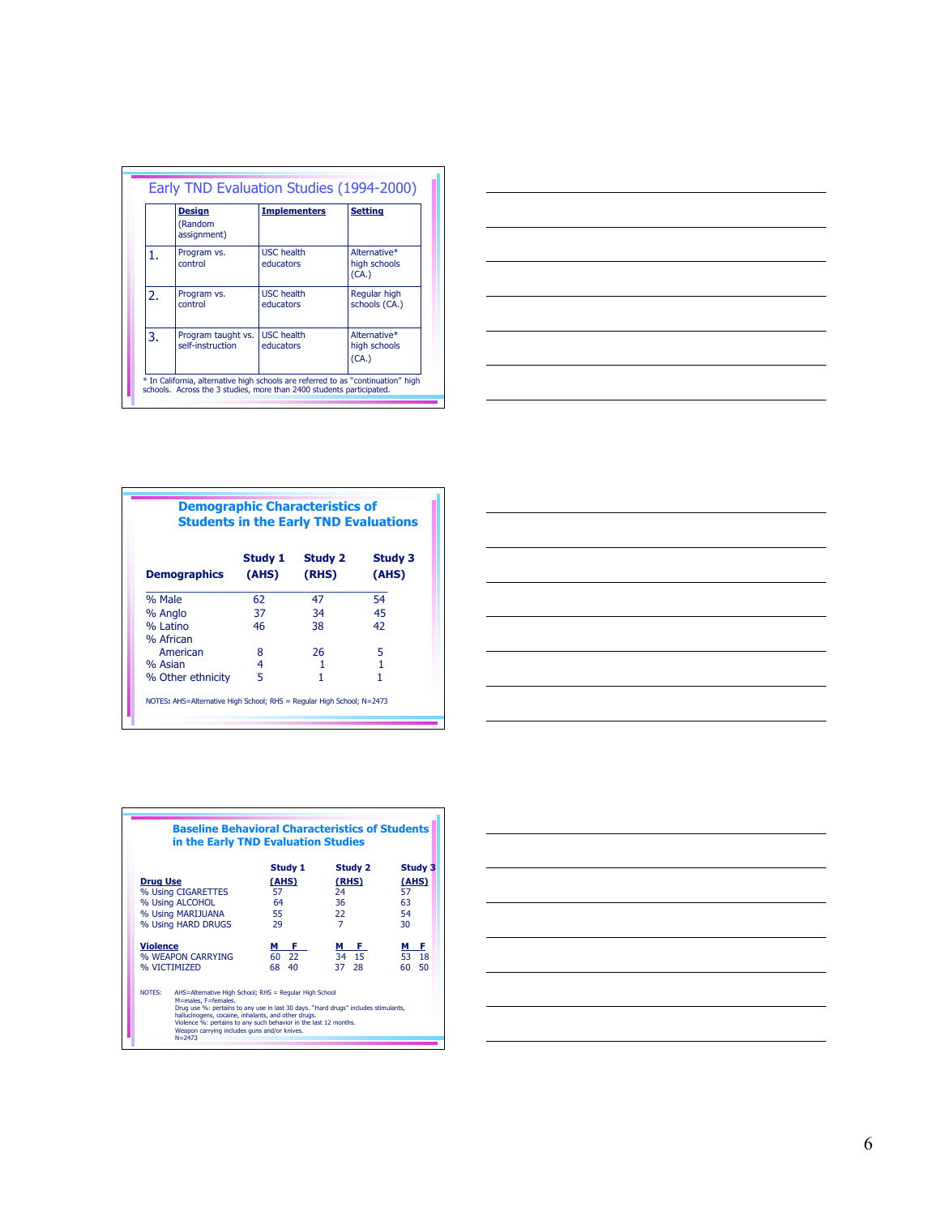## Early TND Evaluation Studies (1994-2000)

| | **Design** (Random assignment) | **Implementers** | **Setting** |
|---|---|---|---|
| 1. | Program vs. control | USC health educators | Alternative* high schools (CA.) |
| 2. | Program vs. control | USC health educators | Regular high schools (CA.) |
| 3. | Program taught vs. self-instruction | USC health educators | Alternative* high schools (CA.) |

* In California, alternative high schools are referred to as "continuation" high schools. Across the 3 studies, more than 2400 students participated.

## Demographic Characteristics of Students in the Early TND Evaluations

| Demographics | Study 1 (AHS) | Study 2 (RHS) | Study 3 (AHS) |
|---|---|---|---|
| % Male | 62 | 47 | 54 |
| % Anglo | 37 | 34 | 45 |
| % Latino | 46 | 38 | 42 |
| % African American | 8 | 26 | 5 |
| % Asian | 4 | 1 | 1 |
| % Other ethnicity | 5 | 1 | 1 |

NOTES: AHS=Alternative High School; RHS = Regular High School; N=2473

## Baseline Behavioral Characteristics of Students in the Early TND Evaluation Studies

| | Study 1 (AHS) | | Study 2 (RHS) | | Study 3 (AHS) | |
|---|---|---|---|---|---|---|
| **Drug Use** | | | | | | |
| % Using CIGARETTES | 57 | | 24 | | 57 | |
| % Using ALCOHOL | 64 | | 36 | | 63 | |
| % Using MARIJUANA | 55 | | 22 | | 54 | |
| % Using HARD DRUGS | 29 | | 7 | | 30 | |
| **Violence** | M | F | M | F | M | F |
| % WEAPON CARRYING | 60 | 22 | 34 | 15 | 53 | 18 |
| % VICTIMIZED | 68 | 40 | 37 | 28 | 60 | 50 |

NOTES: AHS=Alternative High School; RHS = Regular High School
M=males, F=females.
Drug use %: pertains to any use in last 30 days. "Hard drugs" includes stimulants, hallucinogens, cocaine, inhalants, and other drugs.
Violence %: pertains to any such behavior in the last 12 months.
Weapon carrying includes guns and/or knives.
N=2473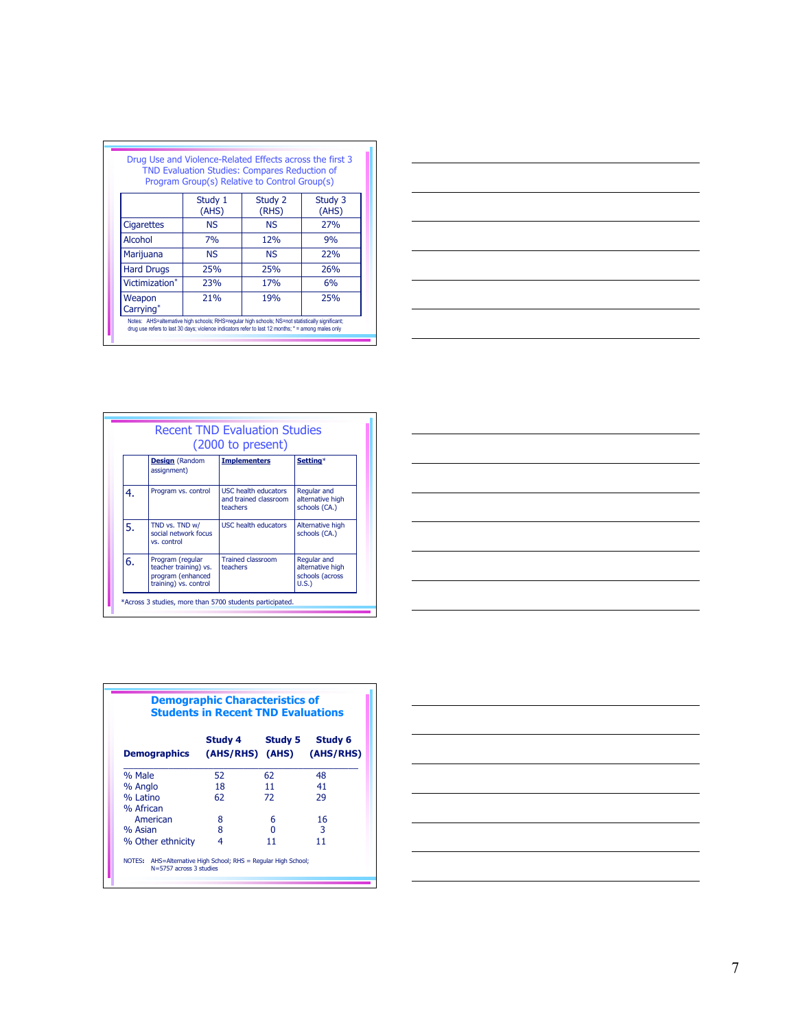## Drug Use and Violence-Related Effects across the first 3 TND Evaluation Studies: Compares Reduction of Program Group(s) Relative to Control Group(s)

| | Study 1 (AHS) | Study 2 (RHS) | Study 3 (AHS) |
|---|---|---|---|
| Cigarettes | NS | NS | 27% |
| Alcohol | 7% | 12% | 9% |
| Marijuana | NS | NS | 22% |
| Hard Drugs | 25% | 25% | 26% |
| Victimization* | 23% | 17% | 6% |
| Weapon Carrying* | 21% | 19% | 25% |

Notes: AHS=alternative high schools; RHS=regular high schools; NS=not statistically significant; drug use refers to last 30 days; violence indicators refer to last 12 months; * = among males only

## Recent TND Evaluation Studies (2000 to present)

| | **Design** (Random assignment) | **Implementers** | **Setting*** |
|---|---|---|---|
| 4. | Program vs. control | USC health educators and trained classroom teachers | Regular and alternative high schools (CA.) |
| 5. | TND vs. TND w/ social network focus vs. control | USC health educators | Alternative high schools (CA.) |
| 6. | Program (regular teacher training) vs. program (enhanced training) vs. control | Trained classroom teachers | Regular and alternative high schools (across U.S.) |

*Across 3 studies, more than 5700 students participated.

## Demographic Characteristics of Students in Recent TND Evaluations

| **Demographics** | **Study 4 (AHS/RHS)** | **Study 5 (AHS)** | **Study 6 (AHS/RHS)** |
|---|---|---|---|
| % Male | 52 | 62 | 48 |
| % Anglo | 18 | 11 | 41 |
| % Latino | 62 | 72 | 29 |
| % African American | 8 | 6 | 16 |
| % Asian | 8 | 0 | 3 |
| % Other ethnicity | 4 | 11 | 11 |

NOTES: AHS=Alternative High School; RHS = Regular High School; N=5757 across 3 studies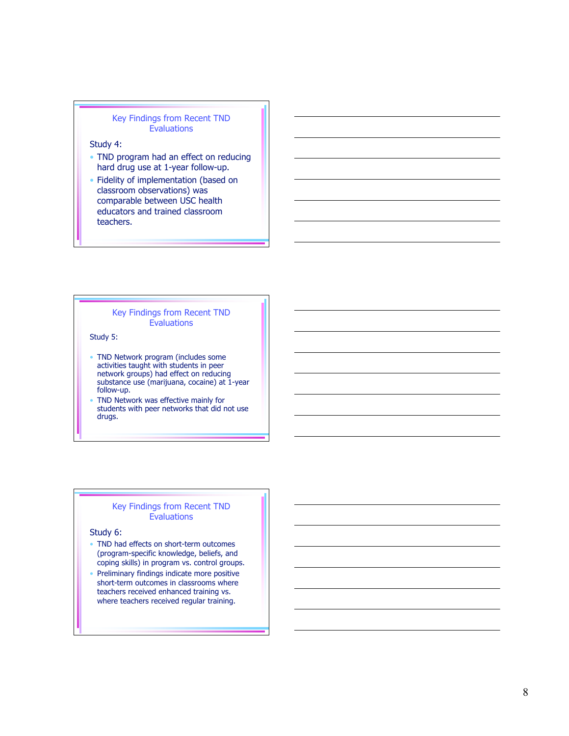## Key Findings from Recent TND Evaluations

Study 4:

- TND program had an effect on reducing hard drug use at 1-year follow-up.
- Fidelity of implementation (based on classroom observations) was comparable between USC health educators and trained classroom teachers.

## Key Findings from Recent TND Evaluations

Study 5:

- TND Network program (includes some activities taught with students in peer network groups) had effect on reducing substance use (marijuana, cocaine) at 1-year follow-up.
- TND Network was effective mainly for students with peer networks that did not use drugs.

## Key Findings from Recent TND Evaluations

Study 6:

- TND had effects on short-term outcomes (program-specific knowledge, beliefs, and coping skills) in program vs. control groups.
- Preliminary findings indicate more positive short-term outcomes in classrooms where teachers received enhanced training vs. where teachers received regular training.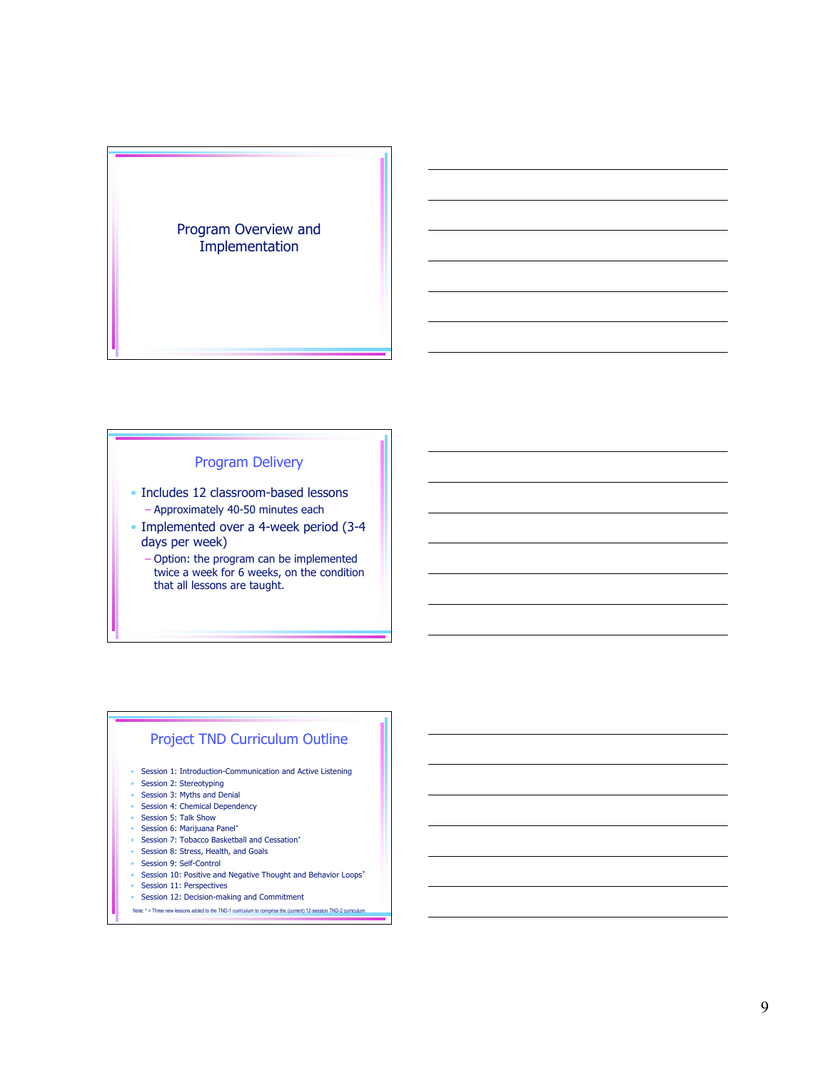## Program Overview and Implementation

## Program Delivery

- Includes 12 classroom-based lessons
  - Approximately 40-50 minutes each
- Implemented over a 4-week period (3-4 days per week)
  - Option: the program can be implemented twice a week for 6 weeks, on the condition that all lessons are taught.

## Project TND Curriculum Outline

- Session 1: Introduction-Communication and Active Listening
- Session 2: Stereotyping
- Session 3: Myths and Denial
- Session 4: Chemical Dependency
- Session 5: Talk Show
- Session 6: Marijuana Panel*
- Session 7: Tobacco Basketball and Cessation*
- Session 8: Stress, Health, and Goals
- Session 9: Self-Control
- Session 10: Positive and Negative Thought and Behavior Loops*
- Session 11: Perspectives
- Session 12: Decision-making and Commitment

Note: * = Three new lessons added to the TND-1 curriculum to comprise the (current) 12-session TND-2 curriculum.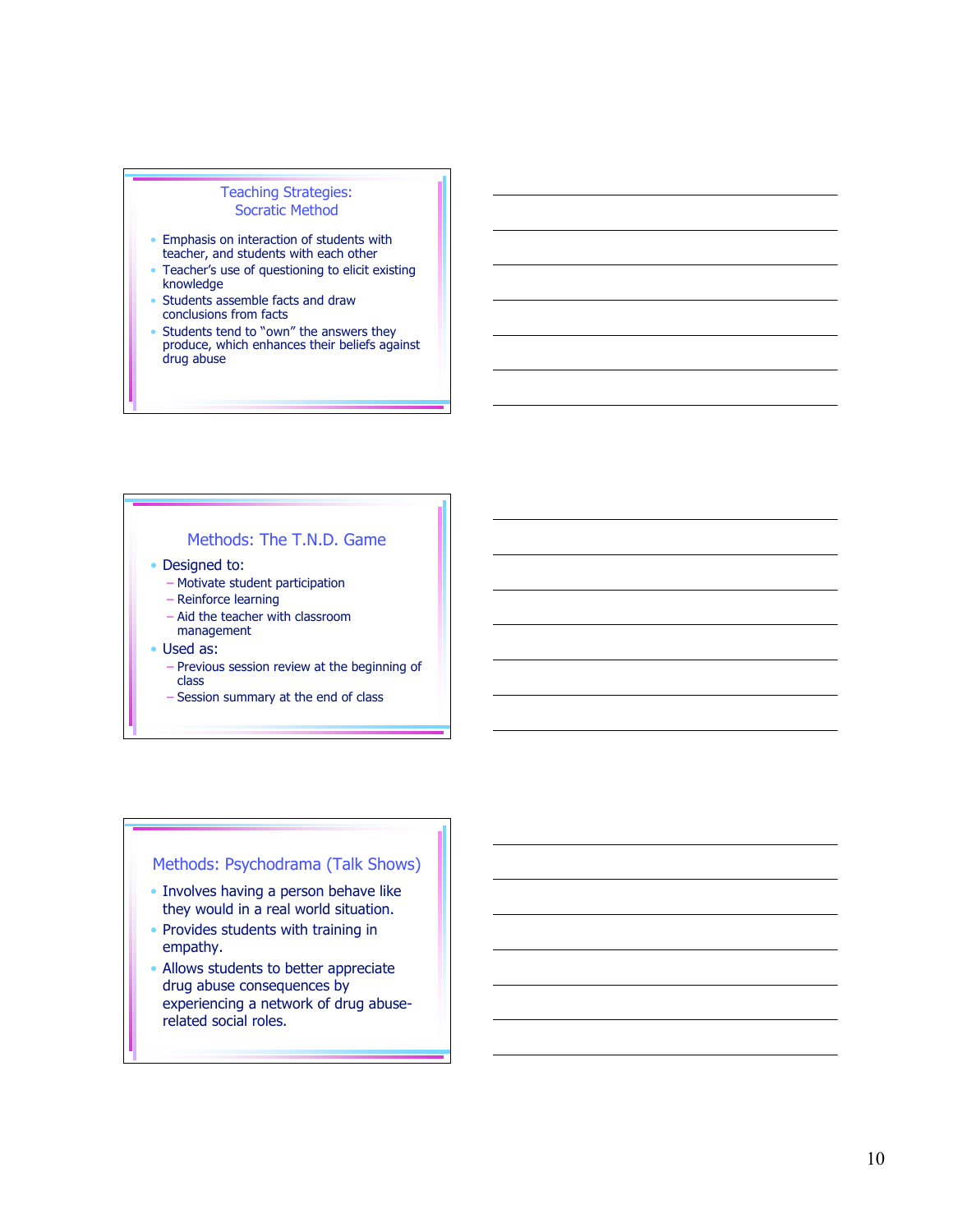## Teaching Strategies: Socratic Method

- Emphasis on interaction of students with teacher, and students with each other
- Teacher's use of questioning to elicit existing knowledge
- Students assemble facts and draw conclusions from facts
- Students tend to "own" the answers they produce, which enhances their beliefs against drug abuse

## Methods: The T.N.D. Game

- Designed to:
  - Motivate student participation
  - Reinforce learning
  - Aid the teacher with classroom management
- Used as:
  - Previous session review at the beginning of class
  - Session summary at the end of class

## Methods: Psychodrama (Talk Shows)

- Involves having a person behave like they would in a real world situation.
- Provides students with training in empathy.
- Allows students to better appreciate drug abuse consequences by experiencing a network of drug abuse-related social roles.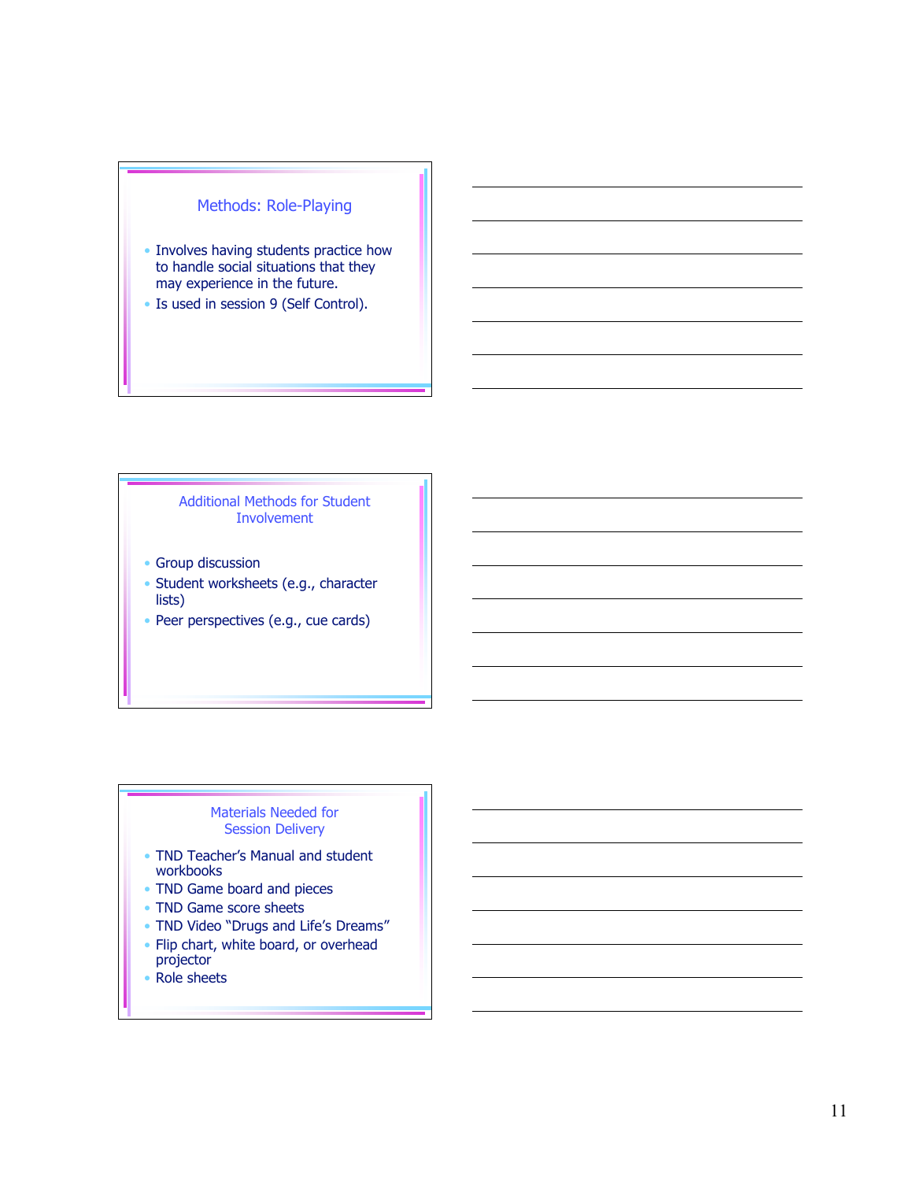## Methods: Role-Playing

- Involves having students practice how to handle social situations that they may experience in the future.
- Is used in session 9 (Self Control).

## Additional Methods for Student Involvement

- Group discussion
- Student worksheets (e.g., character lists)
- Peer perspectives (e.g., cue cards)

## Materials Needed for Session Delivery

- TND Teacher's Manual and student workbooks
- TND Game board and pieces
- TND Game score sheets
- TND Video "Drugs and Life's Dreams"
- Flip chart, white board, or overhead projector
- Role sheets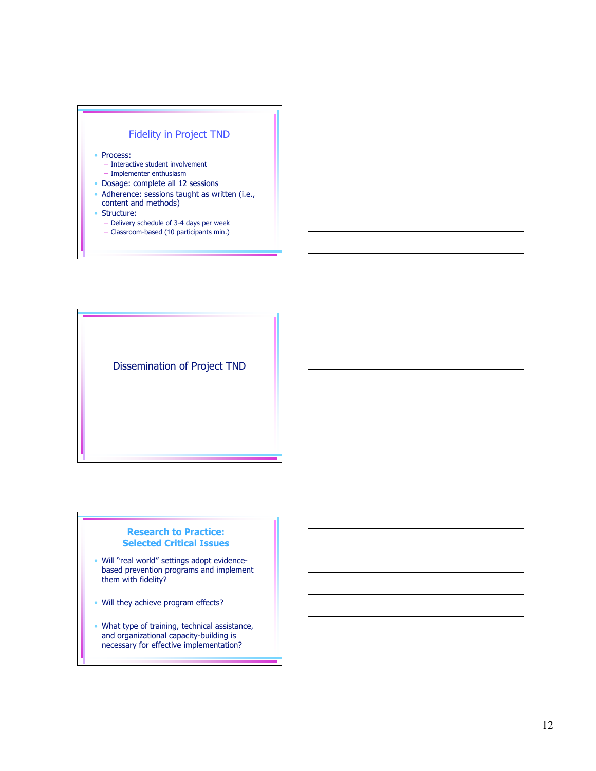## Fidelity in Project TND

- Process:
  - Interactive student involvement
  - Implementer enthusiasm
- Dosage: complete all 12 sessions
- Adherence: sessions taught as written (i.e., content and methods)
- Structure:
  - Delivery schedule of 3-4 days per week
  - Classroom-based (10 participants min.)

## Dissemination of Project TND

## Research to Practice: Selected Critical Issues

- Will "real world" settings adopt evidence-based prevention programs and implement them with fidelity?
- Will they achieve program effects?
- What type of training, technical assistance, and organizational capacity-building is necessary for effective implementation?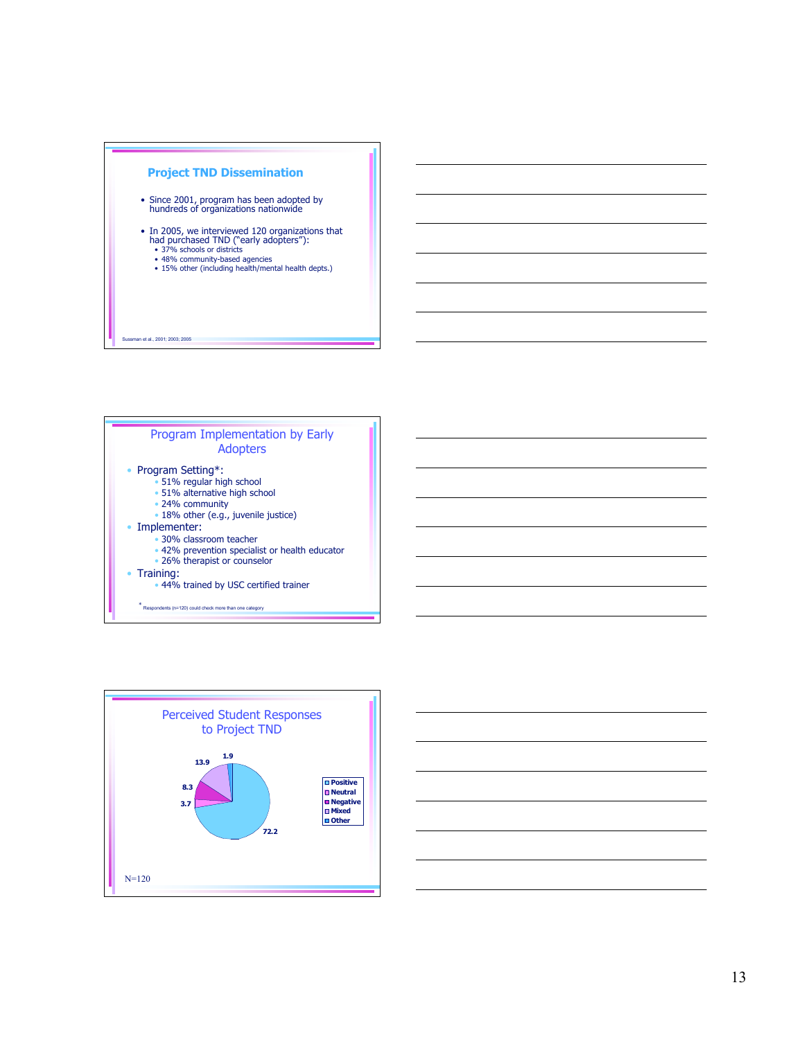## Project TND Dissemination

- Since 2001, program has been adopted by hundreds of organizations nationwide
- In 2005, we interviewed 120 organizations that had purchased TND ("early adopters"):
  - 37% schools or districts
  - 48% community-based agencies
  - 15% other (including health/mental health depts.)

Sussman et al., 2001; 2003; 2005

## Program Implementation by Early Adopters

- Program Setting*:
  - 51% regular high school
  - 51% alternative high school
  - 24% community
  - 18% other (e.g., juvenile justice)
- Implementer:
  - 30% classroom teacher
  - 42% prevention specialist or health educator
  - 26% therapist or counselor
- Training:
  - 44% trained by USC certified trainer

* Respondents (n=120) could check more than one category

## Perceived Student Responses to Project TND

| Response | % |
|---|---|
| Positive | 72.2 |
| Neutral | 3.7 |
| Negative | 8.3 |
| Mixed | 13.9 |
| Other | 1.9 |

N=120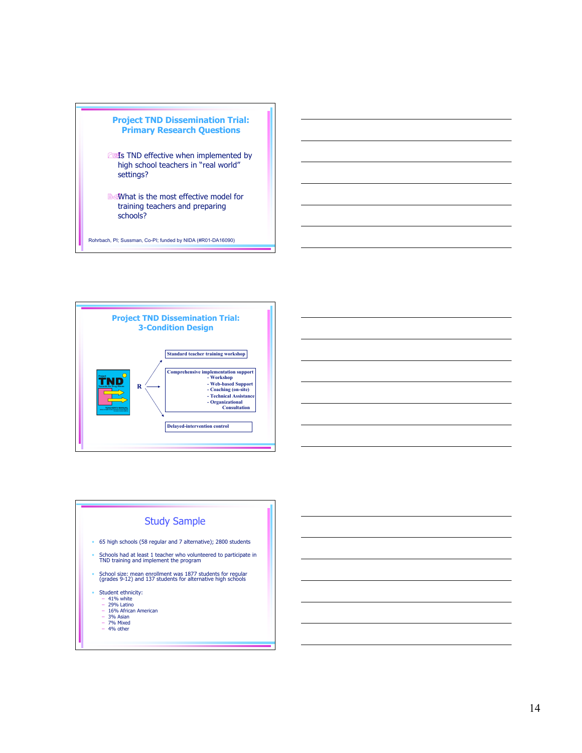## Project TND Dissemination Trial: Primary Research Questions

- Is TND effective when implemented by high school teachers in "real world" settings?
- What is the most effective model for training teachers and preparing schools?

Rohrbach, PI; Sussman, Co-PI; funded by NIDA (#R01-DA16090)

## Project TND Dissemination Trial: 3-Condition Design

R →

- Standard teacher training workshop
- Comprehensive implementation support
  - Workshop
  - Web-based Support
  - Coaching (on-site)
  - Technical Assistance
  - Organizational Consultation
- Delayed-intervention control

## Study Sample

- 65 high schools (58 regular and 7 alternative); 2800 students
- Schools had at least 1 teacher who volunteered to participate in TND training and implement the program
- School size: mean enrollment was 1877 students for regular (grades 9-12) and 137 students for alternative high schools
- Student ethnicity:
  - 41% white
  - 29% Latino
  - 16% African American
  - 3% Asian
  - 7% Mixed
  - 4% other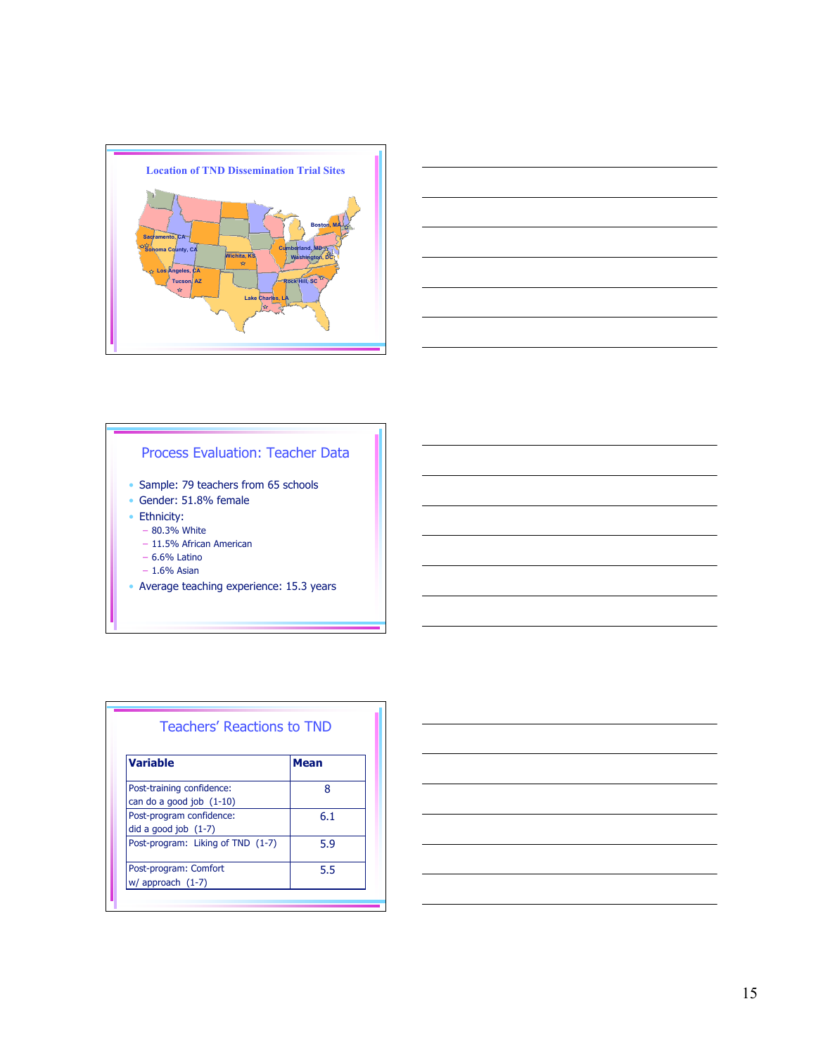## Location of TND Dissemination Trial Sites

Sacramento, CA
Sonoma County, CA
Los Angeles, CA
Tucson, AZ
Wichita, KS
Lake Charles, LA
Boston, MA
Cumberland, MD
Washington, DC
Rock Hill, SC

## Process Evaluation: Teacher Data

- Sample: 79 teachers from 65 schools
- Gender: 51.8% female
- Ethnicity:
  - 80.3% White
  - 11.5% African American
  - 6.6% Latino
  - 1.6% Asian
- Average teaching experience: 15.3 years

## Teachers' Reactions to TND

| Variable | Mean |
| --- | --- |
| Post-training confidence: can do a good job (1-10) | 8 |
| Post-program confidence: did a good job (1-7) | 6.1 |
| Post-program: Liking of TND (1-7) | 5.9 |
| Post-program: Comfort w/ approach (1-7) | 5.5 |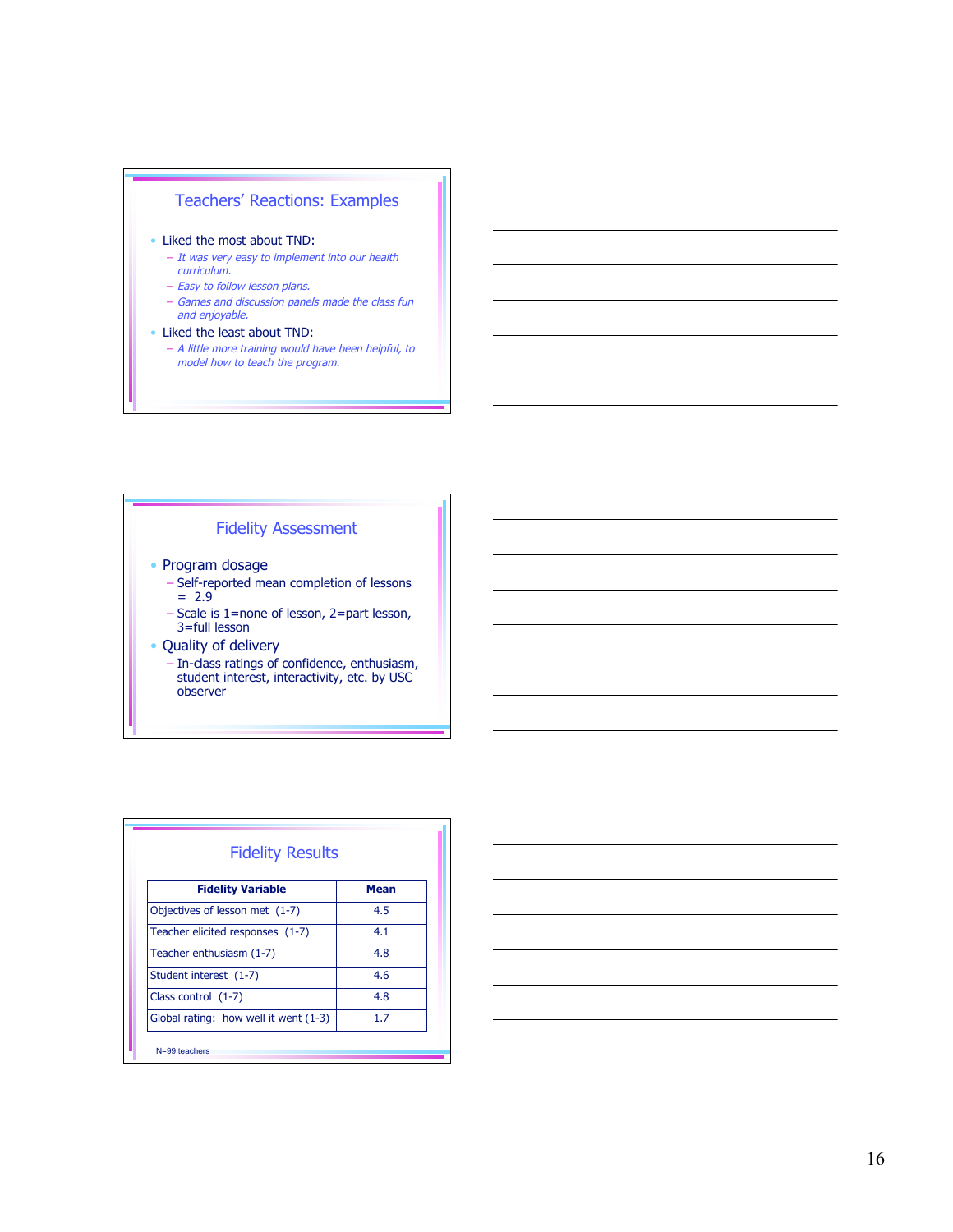## Teachers' Reactions: Examples

- Liked the most about TND:
  - *It was very easy to implement into our health curriculum.*
  - *Easy to follow lesson plans.*
  - *Games and discussion panels made the class fun and enjoyable.*
- Liked the least about TND:
  - *A little more training would have been helpful, to model how to teach the program.*

## Fidelity Assessment

- Program dosage
  - Self-reported mean completion of lessons = 2.9
  - Scale is 1=none of lesson, 2=part lesson, 3=full lesson
- Quality of delivery
  - In-class ratings of confidence, enthusiasm, student interest, interactivity, etc. by USC observer

## Fidelity Results

| Fidelity Variable | Mean |
|---|---|
| Objectives of lesson met (1-7) | 4.5 |
| Teacher elicited responses (1-7) | 4.1 |
| Teacher enthusiasm (1-7) | 4.8 |
| Student interest (1-7) | 4.6 |
| Class control (1-7) | 4.8 |
| Global rating: how well it went (1-3) | 1.7 |

N=99 teachers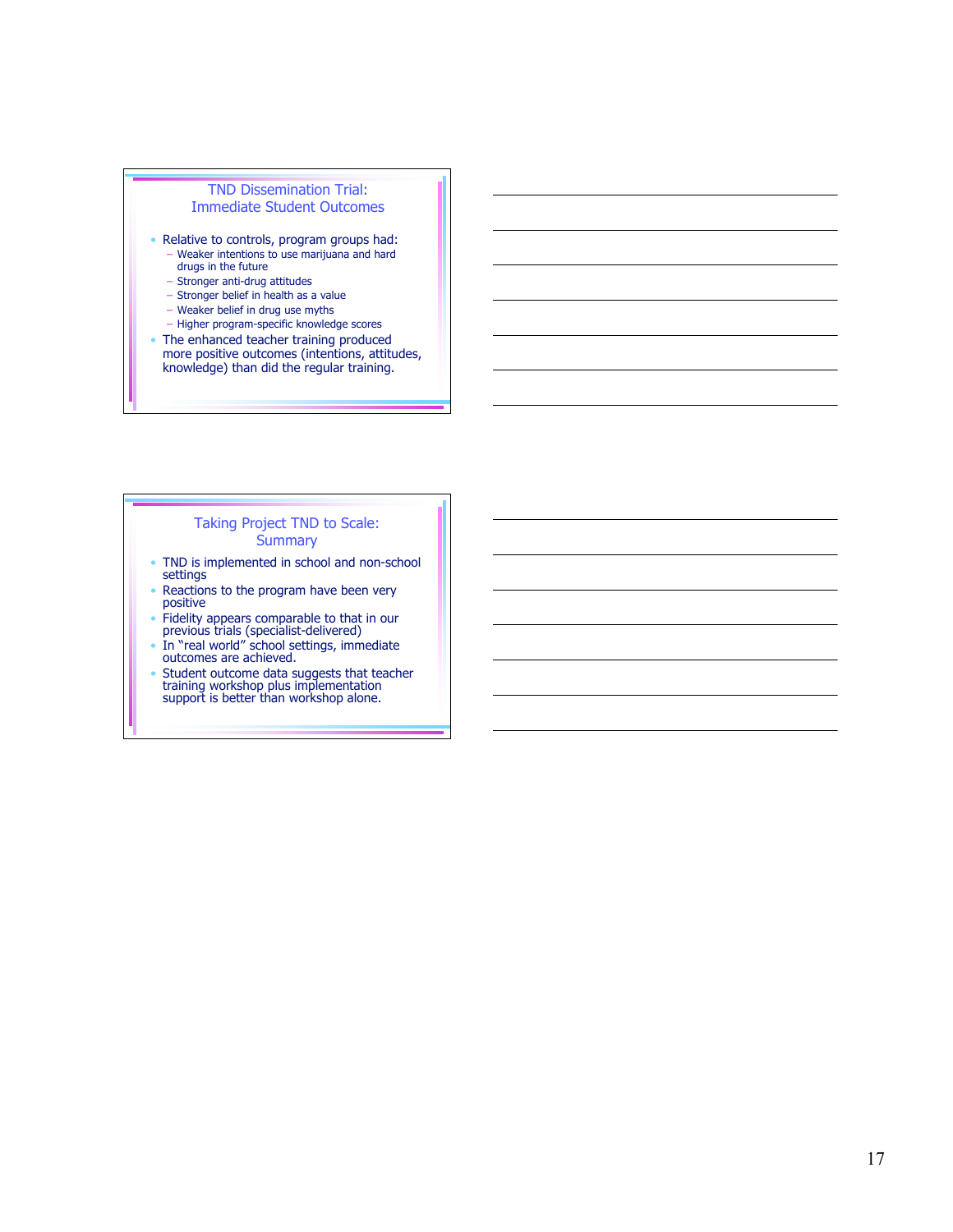## TND Dissemination Trial: Immediate Student Outcomes

- Relative to controls, program groups had:
  - Weaker intentions to use marijuana and hard drugs in the future
  - Stronger anti-drug attitudes
  - Stronger belief in health as a value
  - Weaker belief in drug use myths
  - Higher program-specific knowledge scores
- The enhanced teacher training produced more positive outcomes (intentions, attitudes, knowledge) than did the regular training.

## Taking Project TND to Scale: Summary

- TND is implemented in school and non-school settings
- Reactions to the program have been very positive
- Fidelity appears comparable to that in our previous trials (specialist-delivered)
- In "real world" school settings, immediate outcomes are achieved.
- Student outcome data suggests that teacher training workshop plus implementation support is better than workshop alone.